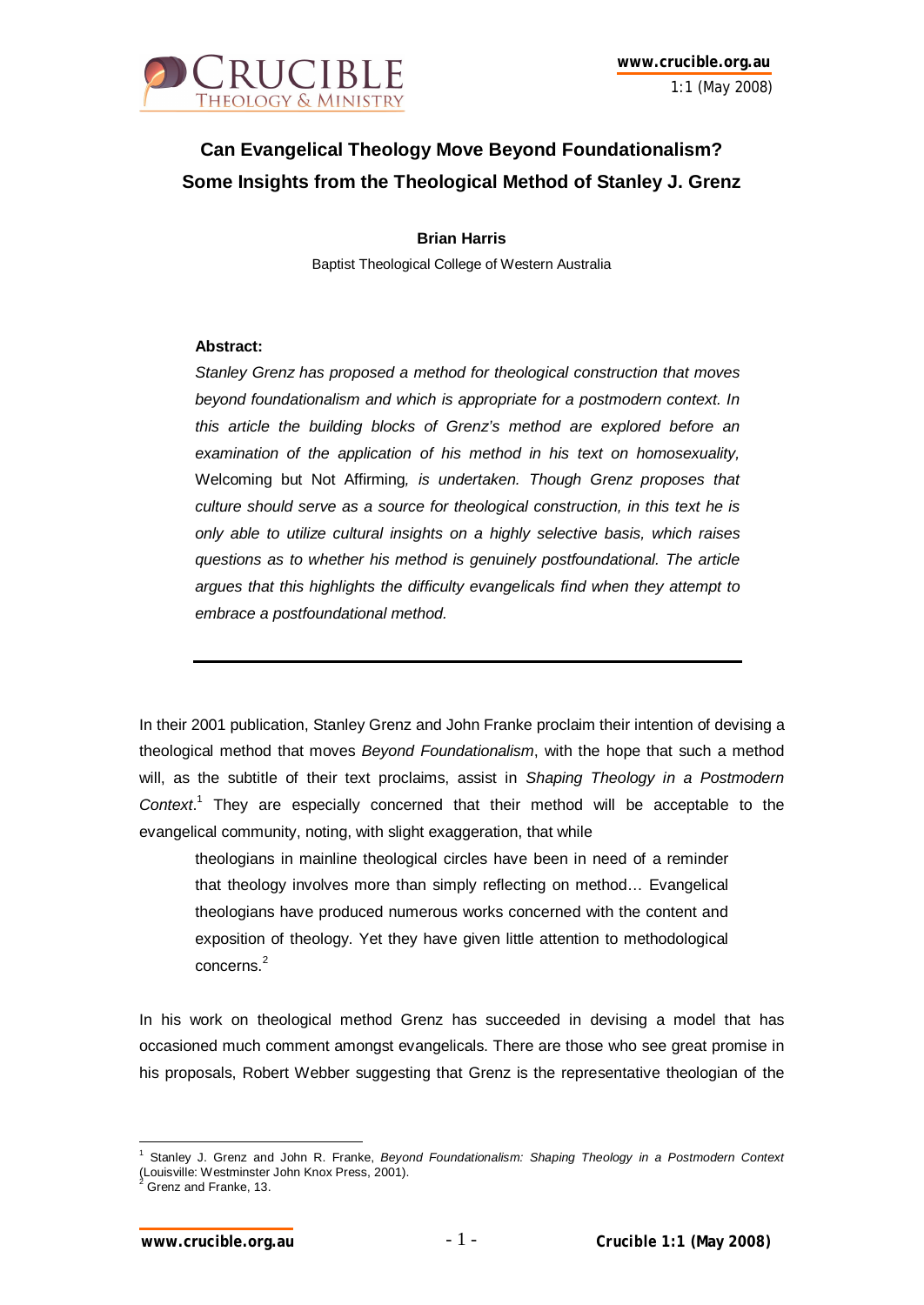# Can Evangelical Theology Move Beyond Foundationalism? Some Insights from the Theological Method of Stanley J. Grenz

**Brian Harris**

Baptist Theological College of Western Australia

**Abstract:**

*Stanley Grenz has proposed a method for theological construction that moves beyond foundationalism and which is appropriate for a postmodern context. In this article the building blocks of Grenz's method are explored before an examination of the application of his method in his text on homosexuality,* Welcoming but Not Affirming*, is undertaken. Though Grenz proposes that culture should serve as a source for theological construction, in this text he is only able to utilize cultural insights on a highly selective basis, which raises questions as to whether his method is genuinely postfoundational. The article argues that this highlights the difficulty evangelicals find when they attempt to embrace a postfoundational method.*

---

In their 2001 publication, Stanley Grenz and John Franke proclaim their intention of devising a theological method that moves *Beyond Foundationalism*, with the hope that such a method will, as the subtitle of their text proclaims, assist in *Shaping Theology in a Postmodern Context*.[1] They are especially concerned that their method will be acceptable to the evangelical community, noting, with slight exaggeration, that while

> theologians in mainline theological circles have been in need of a reminder that theology involves more than simply reflecting on method… Evangelical theologians have produced numerous works concerned with the content and exposition of theology. Yet they have given little attention to methodological concerns.[2]

In his work on theological method Grenz has succeeded in devising a model that has occasioned much comment amongst evangelicals. There are those who see great promise in his proposals, Robert Webber suggesting that Grenz is the representative theologian of the

---

[1] Stanley J. Grenz and John R. Franke, *Beyond Foundationalism: Shaping Theology in a Postmodern Context* (Louisville: Westminster John Knox Press, 2001).

[2] Grenz and Franke, 13.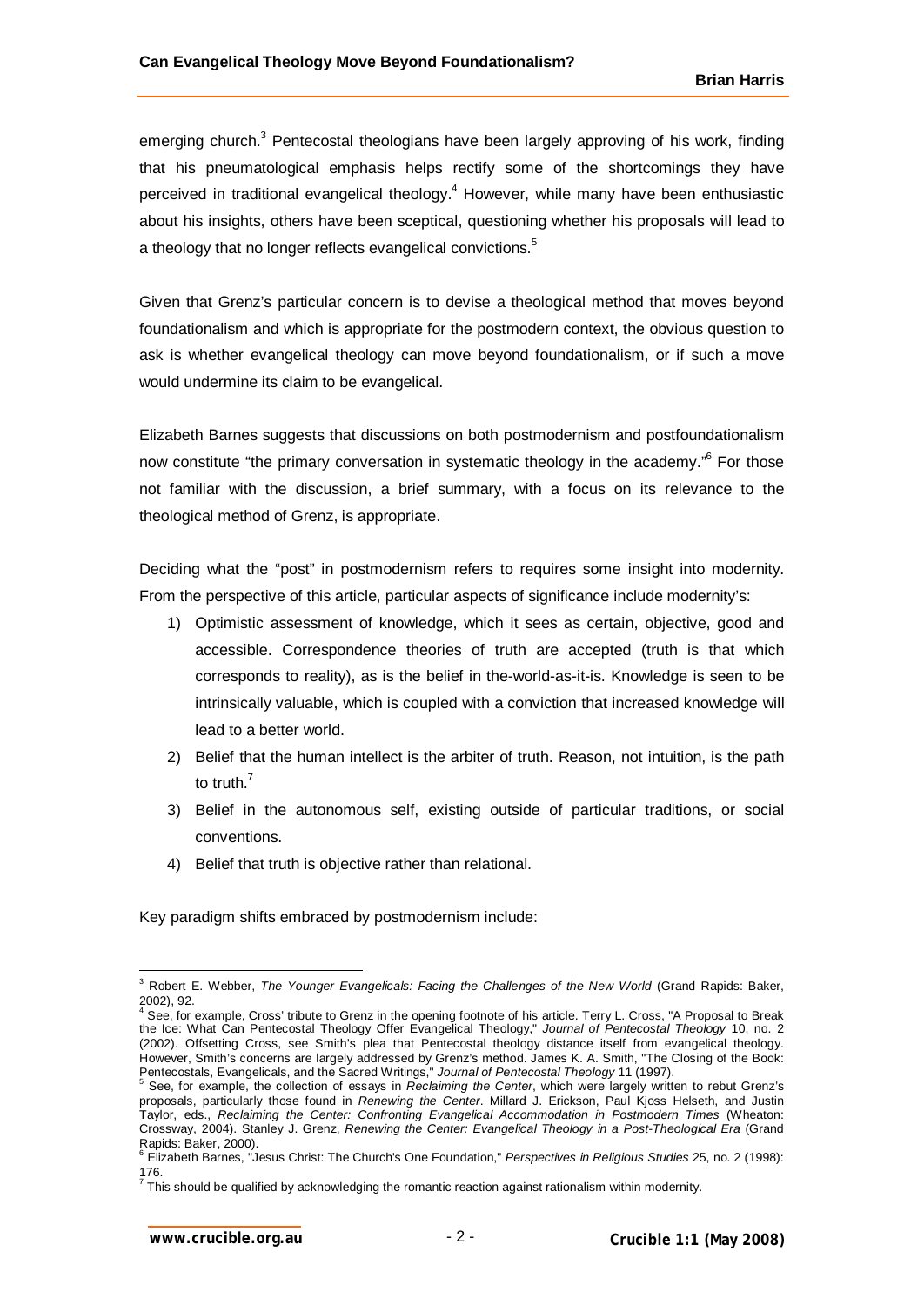emerging church.[3] Pentecostal theologians have been largely approving of his work, finding that his pneumatological emphasis helps rectify some of the shortcomings they have perceived in traditional evangelical theology.[4] However, while many have been enthusiastic about his insights, others have been sceptical, questioning whether his proposals will lead to a theology that no longer reflects evangelical convictions.[5]

Given that Grenz's particular concern is to devise a theological method that moves beyond foundationalism and which is appropriate for the postmodern context, the obvious question to ask is whether evangelical theology can move beyond foundationalism, or if such a move would undermine its claim to be evangelical.

Elizabeth Barnes suggests that discussions on both postmodernism and postfoundationalism now constitute "the primary conversation in systematic theology in the academy."[6] For those not familiar with the discussion, a brief summary, with a focus on its relevance to the theological method of Grenz, is appropriate.

Deciding what the "post" in postmodernism refers to requires some insight into modernity. From the perspective of this article, particular aspects of significance include modernity's:

1) Optimistic assessment of knowledge, which it sees as certain, objective, good and accessible. Correspondence theories of truth are accepted (truth is that which corresponds to reality), as is the belief in the-world-as-it-is. Knowledge is seen to be intrinsically valuable, which is coupled with a conviction that increased knowledge will lead to a better world.
2) Belief that the human intellect is the arbiter of truth. Reason, not intuition, is the path to truth.[7]
3) Belief in the autonomous self, existing outside of particular traditions, or social conventions.
4) Belief that truth is objective rather than relational.

Key paradigm shifts embraced by postmodernism include:

---

[3] Robert E. Webber, *The Younger Evangelicals: Facing the Challenges of the New World* (Grand Rapids: Baker, 2002), 92.

[4] See, for example, Cross' tribute to Grenz in the opening footnote of his article. Terry L. Cross, "A Proposal to Break the Ice: What Can Pentecostal Theology Offer Evangelical Theology," *Journal of Pentecostal Theology* 10, no. 2 (2002). Offsetting Cross, see Smith's plea that Pentecostal theology distance itself from evangelical theology. However, Smith's concerns are largely addressed by Grenz's method. James K. A. Smith, "The Closing of the Book: Pentecostals, Evangelicals, and the Sacred Writings," *Journal of Pentecostal Theology* 11 (1997).

[5] See, for example, the collection of essays in *Reclaiming the Center*, which were largely written to rebut Grenz's proposals, particularly those found in *Renewing the Center*. Millard J. Erickson, Paul Kjoss Helseth, and Justin Taylor, eds., *Reclaiming the Center: Confronting Evangelical Accommodation in Postmodern Times* (Wheaton: Crossway, 2004). Stanley J. Grenz, *Renewing the Center: Evangelical Theology in a Post-Theological Era* (Grand Rapids: Baker, 2000).

[6] Elizabeth Barnes, "Jesus Christ: The Church's One Foundation," *Perspectives in Religious Studies* 25, no. 2 (1998): 176.

[7] This should be qualified by acknowledging the romantic reaction against rationalism within modernity.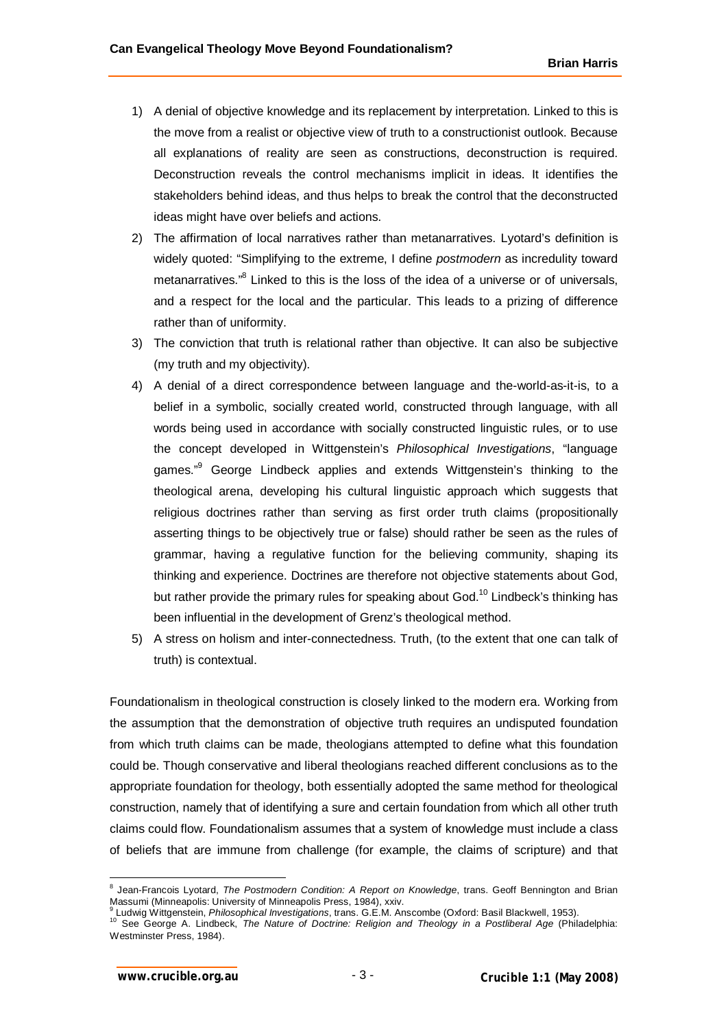1) A denial of objective knowledge and its replacement by interpretation. Linked to this is the move from a realist or objective view of truth to a constructionist outlook. Because all explanations of reality are seen as constructions, deconstruction is required. Deconstruction reveals the control mechanisms implicit in ideas. It identifies the stakeholders behind ideas, and thus helps to break the control that the deconstructed ideas might have over beliefs and actions.
2) The affirmation of local narratives rather than metanarratives. Lyotard's definition is widely quoted: "Simplifying to the extreme, I define *postmodern* as incredulity toward metanarratives."[8] Linked to this is the loss of the idea of a universe or of universals, and a respect for the local and the particular. This leads to a prizing of difference rather than of uniformity.
3) The conviction that truth is relational rather than objective. It can also be subjective (my truth and my objectivity).
4) A denial of a direct correspondence between language and the-world-as-it-is, to a belief in a symbolic, socially created world, constructed through language, with all words being used in accordance with socially constructed linguistic rules, or to use the concept developed in Wittgenstein's *Philosophical Investigations*, "language games."[9] George Lindbeck applies and extends Wittgenstein's thinking to the theological arena, developing his cultural linguistic approach which suggests that religious doctrines rather than serving as first order truth claims (propositionally asserting things to be objectively true or false) should rather be seen as the rules of grammar, having a regulative function for the believing community, shaping its thinking and experience. Doctrines are therefore not objective statements about God, but rather provide the primary rules for speaking about God.[10] Lindbeck's thinking has been influential in the development of Grenz's theological method.
5) A stress on holism and inter-connectedness. Truth, (to the extent that one can talk of truth) is contextual.

Foundationalism in theological construction is closely linked to the modern era. Working from the assumption that the demonstration of objective truth requires an undisputed foundation from which truth claims can be made, theologians attempted to define what this foundation could be. Though conservative and liberal theologians reached different conclusions as to the appropriate foundation for theology, both essentially adopted the same method for theological construction, namely that of identifying a sure and certain foundation from which all other truth claims could flow. Foundationalism assumes that a system of knowledge must include a class of beliefs that are immune from challenge (for example, the claims of scripture) and that

---

[8] Jean-Francois Lyotard, *The Postmodern Condition: A Report on Knowledge*, trans. Geoff Bennington and Brian Massumi (Minneapolis: University of Minneapolis Press, 1984), xxiv.

[9] Ludwig Wittgenstein, *Philosophical Investigations*, trans. G.E.M. Anscombe (Oxford: Basil Blackwell, 1953).

[10] See George A. Lindbeck, *The Nature of Doctrine: Religion and Theology in a Postliberal Age* (Philadelphia: Westminster Press, 1984).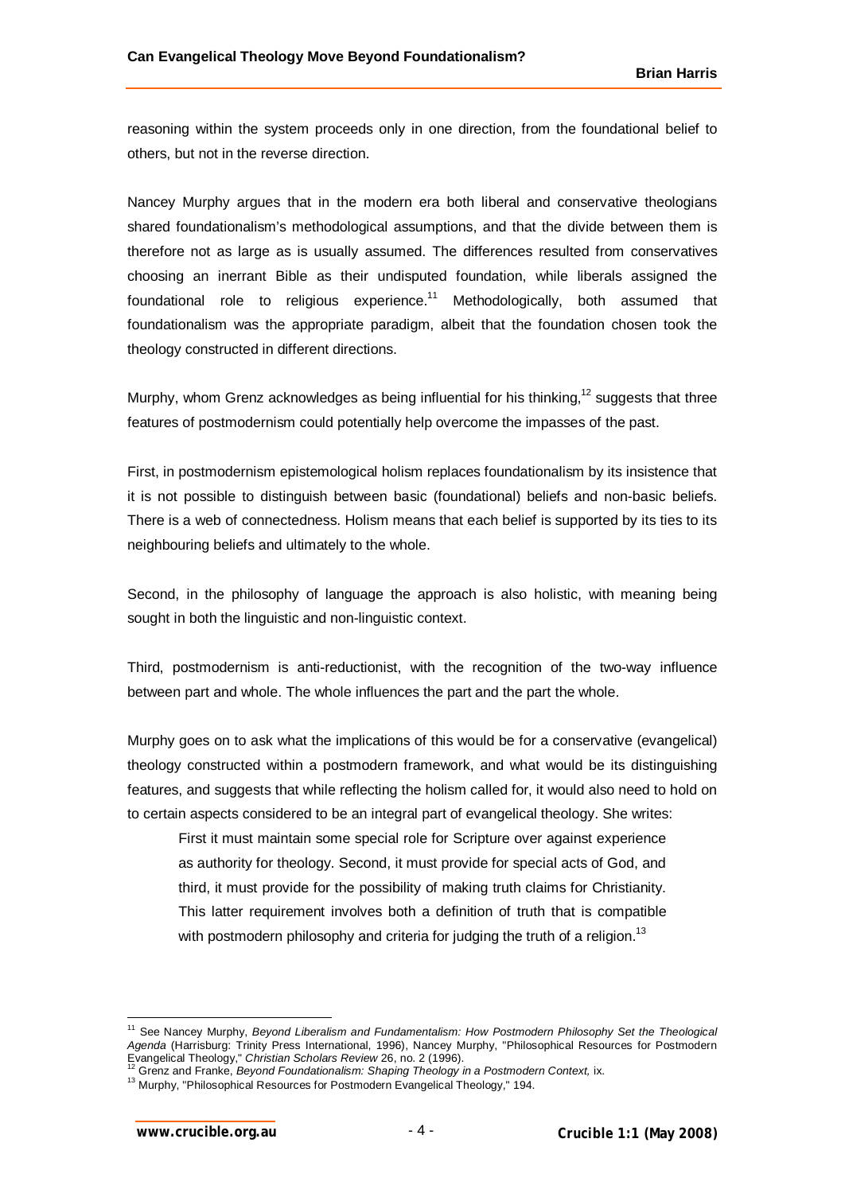reasoning within the system proceeds only in one direction, from the foundational belief to others, but not in the reverse direction.

Nancey Murphy argues that in the modern era both liberal and conservative theologians shared foundationalism's methodological assumptions, and that the divide between them is therefore not as large as is usually assumed. The differences resulted from conservatives choosing an inerrant Bible as their undisputed foundation, while liberals assigned the foundational role to religious experience.[11] Methodologically, both assumed that foundationalism was the appropriate paradigm, albeit that the foundation chosen took the theology constructed in different directions.

Murphy, whom Grenz acknowledges as being influential for his thinking,[12] suggests that three features of postmodernism could potentially help overcome the impasses of the past.

First, in postmodernism epistemological holism replaces foundationalism by its insistence that it is not possible to distinguish between basic (foundational) beliefs and non-basic beliefs. There is a web of connectedness. Holism means that each belief is supported by its ties to its neighbouring beliefs and ultimately to the whole.

Second, in the philosophy of language the approach is also holistic, with meaning being sought in both the linguistic and non-linguistic context.

Third, postmodernism is anti-reductionist, with the recognition of the two-way influence between part and whole. The whole influences the part and the part the whole.

Murphy goes on to ask what the implications of this would be for a conservative (evangelical) theology constructed within a postmodern framework, and what would be its distinguishing features, and suggests that while reflecting the holism called for, it would also need to hold on to certain aspects considered to be an integral part of evangelical theology. She writes:

> First it must maintain some special role for Scripture over against experience as authority for theology. Second, it must provide for special acts of God, and third, it must provide for the possibility of making truth claims for Christianity. This latter requirement involves both a definition of truth that is compatible with postmodern philosophy and criteria for judging the truth of a religion.[13]

---

[11] See Nancey Murphy, *Beyond Liberalism and Fundamentalism: How Postmodern Philosophy Set the Theological Agenda* (Harrisburg: Trinity Press International, 1996), Nancey Murphy, "Philosophical Resources for Postmodern Evangelical Theology," *Christian Scholars Review* 26, no. 2 (1996).

[12] Grenz and Franke, *Beyond Foundationalism: Shaping Theology in a Postmodern Context,* ix.

[13] Murphy, "Philosophical Resources for Postmodern Evangelical Theology," 194.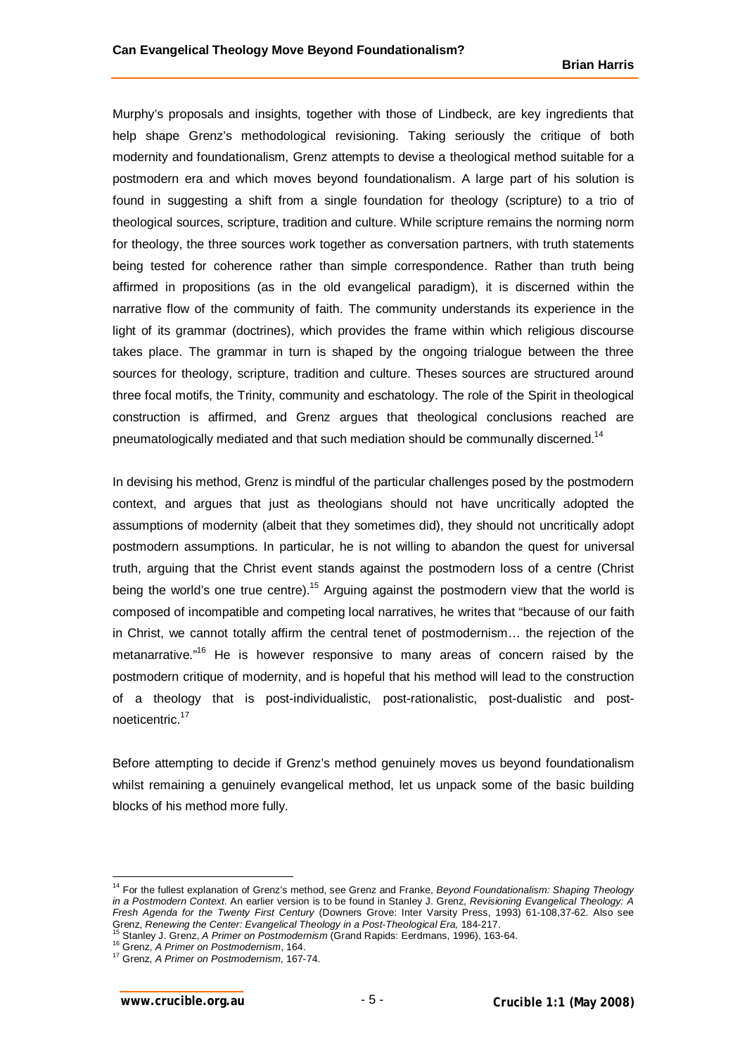Murphy's proposals and insights, together with those of Lindbeck, are key ingredients that help shape Grenz's methodological revisioning. Taking seriously the critique of both modernity and foundationalism, Grenz attempts to devise a theological method suitable for a postmodern era and which moves beyond foundationalism. A large part of his solution is found in suggesting a shift from a single foundation for theology (scripture) to a trio of theological sources, scripture, tradition and culture. While scripture remains the norming norm for theology, the three sources work together as conversation partners, with truth statements being tested for coherence rather than simple correspondence. Rather than truth being affirmed in propositions (as in the old evangelical paradigm), it is discerned within the narrative flow of the community of faith. The community understands its experience in the light of its grammar (doctrines), which provides the frame within which religious discourse takes place. The grammar in turn is shaped by the ongoing trialogue between the three sources for theology, scripture, tradition and culture. Theses sources are structured around three focal motifs, the Trinity, community and eschatology. The role of the Spirit in theological construction is affirmed, and Grenz argues that theological conclusions reached are pneumatologically mediated and that such mediation should be communally discerned.[14]

In devising his method, Grenz is mindful of the particular challenges posed by the postmodern context, and argues that just as theologians should not have uncritically adopted the assumptions of modernity (albeit that they sometimes did), they should not uncritically adopt postmodern assumptions. In particular, he is not willing to abandon the quest for universal truth, arguing that the Christ event stands against the postmodern loss of a centre (Christ being the world's one true centre).[15] Arguing against the postmodern view that the world is composed of incompatible and competing local narratives, he writes that "because of our faith in Christ, we cannot totally affirm the central tenet of postmodernism… the rejection of the metanarrative."[16] He is however responsive to many areas of concern raised by the postmodern critique of modernity, and is hopeful that his method will lead to the construction of a theology that is post-individualistic, post-rationalistic, post-dualistic and post-noeticentric.[17]

Before attempting to decide if Grenz's method genuinely moves us beyond foundationalism whilst remaining a genuinely evangelical method, let us unpack some of the basic building blocks of his method more fully.

---

[14] For the fullest explanation of Grenz's method, see Grenz and Franke, *Beyond Foundationalism: Shaping Theology in a Postmodern Context*. An earlier version is to be found in Stanley J. Grenz, *Revisioning Evangelical Theology: A Fresh Agenda for the Twenty First Century* (Downers Grove: Inter Varsity Press, 1993) 61-108,37-62. Also see Grenz, *Renewing the Center: Evangelical Theology in a Post-Theological Era,* 184-217.

[15] Stanley J. Grenz, *A Primer on Postmodernism* (Grand Rapids: Eerdmans, 1996), 163-64.

[16] Grenz, *A Primer on Postmodernism*, 164.

[17] Grenz, *A Primer on Postmodernism,* 167-74.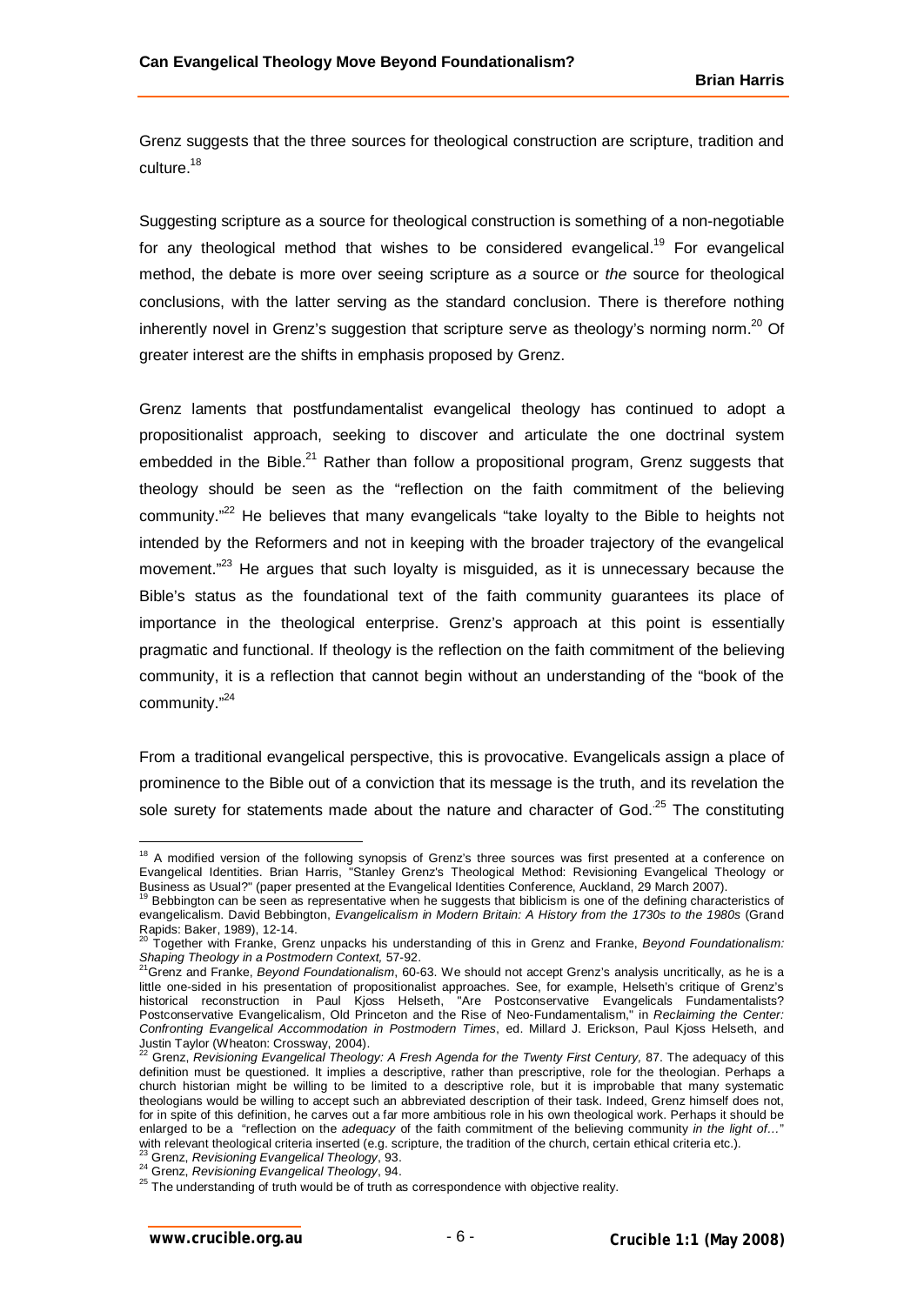Grenz suggests that the three sources for theological construction are scripture, tradition and culture.[18]

Suggesting scripture as a source for theological construction is something of a non-negotiable for any theological method that wishes to be considered evangelical.[19] For evangelical method, the debate is more over seeing scripture as *a* source or *the* source for theological conclusions, with the latter serving as the standard conclusion. There is therefore nothing inherently novel in Grenz's suggestion that scripture serve as theology's norming norm.[20] Of greater interest are the shifts in emphasis proposed by Grenz.

Grenz laments that postfundamentalist evangelical theology has continued to adopt a propositionalist approach, seeking to discover and articulate the one doctrinal system embedded in the Bible.[21] Rather than follow a propositional program, Grenz suggests that theology should be seen as the "reflection on the faith commitment of the believing community."[22] He believes that many evangelicals "take loyalty to the Bible to heights not intended by the Reformers and not in keeping with the broader trajectory of the evangelical movement."[23] He argues that such loyalty is misguided, as it is unnecessary because the Bible's status as the foundational text of the faith community guarantees its place of importance in the theological enterprise. Grenz's approach at this point is essentially pragmatic and functional. If theology is the reflection on the faith commitment of the believing community, it is a reflection that cannot begin without an understanding of the "book of the community."[24]

From a traditional evangelical perspective, this is provocative. Evangelicals assign a place of prominence to the Bible out of a conviction that its message is the truth, and its revelation the sole surety for statements made about the nature and character of God.[25] The constituting

---

[18] A modified version of the following synopsis of Grenz's three sources was first presented at a conference on Evangelical Identities. Brian Harris, "Stanley Grenz's Theological Method: Revisioning Evangelical Theology or Business as Usual?" (paper presented at the Evangelical Identities Conference, Auckland, 29 March 2007).

[19] Bebbington can be seen as representative when he suggests that biblicism is one of the defining characteristics of evangelicalism. David Bebbington, *Evangelicalism in Modern Britain: A History from the 1730s to the 1980s* (Grand Rapids: Baker, 1989), 12-14.

[20] Together with Franke, Grenz unpacks his understanding of this in Grenz and Franke, *Beyond Foundationalism: Shaping Theology in a Postmodern Context,* 57-92.

[21] Grenz and Franke, *Beyond Foundationalism*, 60-63. We should not accept Grenz's analysis uncritically, as he is a little one-sided in his presentation of propositionalist approaches. See, for example, Helseth's critique of Grenz's historical reconstruction in Paul Kjoss Helseth, "Are Postconservative Evangelicals Fundamentalists? Postconservative Evangelicalism, Old Princeton and the Rise of Neo-Fundamentalism," in *Reclaiming the Center: Confronting Evangelical Accommodation in Postmodern Times*, ed. Millard J. Erickson, Paul Kjoss Helseth, and Justin Taylor (Wheaton: Crossway, 2004).

[22] Grenz, *Revisioning Evangelical Theology: A Fresh Agenda for the Twenty First Century,* 87. The adequacy of this definition must be questioned. It implies a descriptive, rather than prescriptive, role for the theologian. Perhaps a church historian might be willing to be limited to a descriptive role, but it is improbable that many systematic theologians would be willing to accept such an abbreviated description of their task. Indeed, Grenz himself does not, for in spite of this definition, he carves out a far more ambitious role in his own theological work. Perhaps it should be enlarged to be a "reflection on the *adequacy* of the faith commitment of the believing community *in the light of…*" with relevant theological criteria inserted (e.g. scripture, the tradition of the church, certain ethical criteria etc.).

[23] Grenz, *Revisioning Evangelical Theology*, 93.

[24] Grenz, *Revisioning Evangelical Theology*, 94.

[25] The understanding of truth would be of truth as correspondence with objective reality.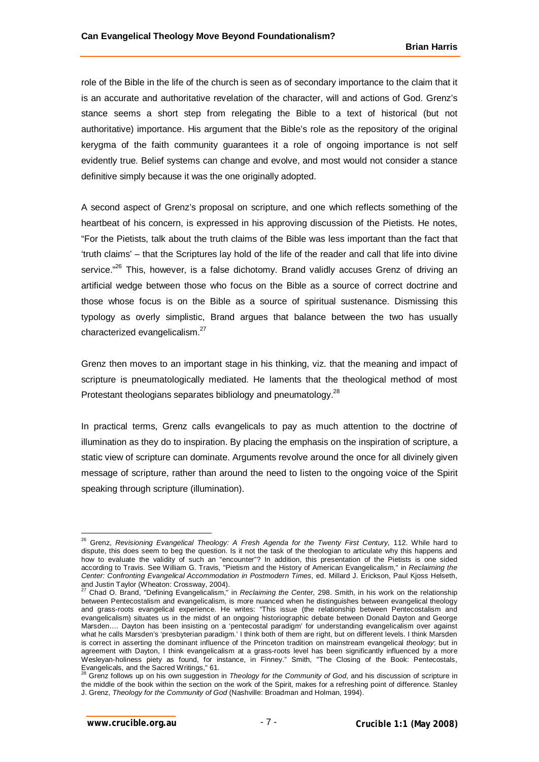role of the Bible in the life of the church is seen as of secondary importance to the claim that it is an accurate and authoritative revelation of the character, will and actions of God. Grenz's stance seems a short step from relegating the Bible to a text of historical (but not authoritative) importance. His argument that the Bible's role as the repository of the original kerygma of the faith community guarantees it a role of ongoing importance is not self evidently true. Belief systems can change and evolve, and most would not consider a stance definitive simply because it was the one originally adopted.

A second aspect of Grenz's proposal on scripture, and one which reflects something of the heartbeat of his concern, is expressed in his approving discussion of the Pietists. He notes, "For the Pietists, talk about the truth claims of the Bible was less important than the fact that 'truth claims' – that the Scriptures lay hold of the life of the reader and call that life into divine service."[26] This, however, is a false dichotomy. Brand validly accuses Grenz of driving an artificial wedge between those who focus on the Bible as a source of correct doctrine and those whose focus is on the Bible as a source of spiritual sustenance. Dismissing this typology as overly simplistic, Brand argues that balance between the two has usually characterized evangelicalism.[27]

Grenz then moves to an important stage in his thinking, viz. that the meaning and impact of scripture is pneumatologically mediated. He laments that the theological method of most Protestant theologians separates bibliology and pneumatology.[28]

In practical terms, Grenz calls evangelicals to pay as much attention to the doctrine of illumination as they do to inspiration. By placing the emphasis on the inspiration of scripture, a static view of scripture can dominate. Arguments revolve around the once for all divinely given message of scripture, rather than around the need to listen to the ongoing voice of the Spirit speaking through scripture (illumination).

---

[26] Grenz, *Revisioning Evangelical Theology: A Fresh Agenda for the Twenty First Century,* 112. While hard to dispute, this does seem to beg the question. Is it not the task of the theologian to articulate why this happens and how to evaluate the validity of such an "encounter"? In addition, this presentation of the Pietists is one sided according to Travis. See William G. Travis, "Pietism and the History of American Evangelicalism," in *Reclaiming the Center: Confronting Evangelical Accommodation in Postmodern Times*, ed. Millard J. Erickson, Paul Kjoss Helseth, and Justin Taylor (Wheaton: Crossway, 2004).

[27] Chad O. Brand, "Defining Evangelicalism," in *Reclaiming the Center,* 298. Smith, in his work on the relationship between Pentecostalism and evangelicalism, is more nuanced when he distinguishes between evangelical theology and grass-roots evangelical experience. He writes: "This issue (the relationship between Pentecostalism and evangelicalism) situates us in the midst of an ongoing historiographic debate between Donald Dayton and George Marsden…. Dayton has been insisting on a 'pentecostal paradigm' for understanding evangelicalism over against what he calls Marsden's 'presbyterian paradigm.' I think both of them are right, but on different levels. I think Marsden is correct in asserting the dominant influence of the Princeton tradition on mainstream evangelical *theology*; but in agreement with Dayton, I think evangelicalism at a grass-roots level has been significantly influenced by a more Wesleyan-holiness piety as found, for instance, in Finney." Smith, "The Closing of the Book: Pentecostals, Evangelicals, and the Sacred Writings," 61.

[28] Grenz follows up on his own suggestion in *Theology for the Community of God*, and his discussion of scripture in the middle of the book within the section on the work of the Spirit, makes for a refreshing point of difference. Stanley J. Grenz, *Theology for the Community of God* (Nashville: Broadman and Holman, 1994).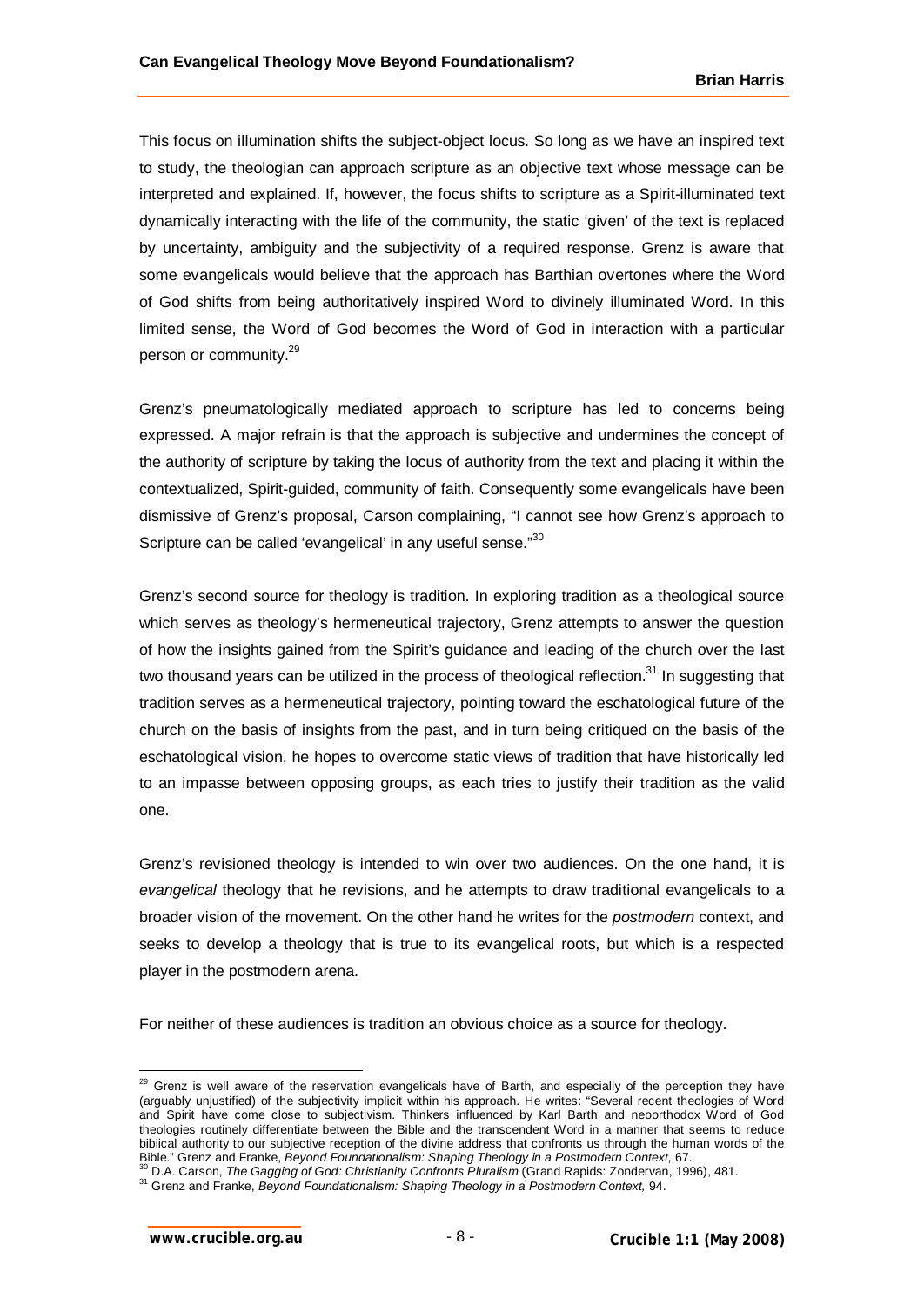This focus on illumination shifts the subject-object locus. So long as we have an inspired text to study, the theologian can approach scripture as an objective text whose message can be interpreted and explained. If, however, the focus shifts to scripture as a Spirit-illuminated text dynamically interacting with the life of the community, the static 'given' of the text is replaced by uncertainty, ambiguity and the subjectivity of a required response. Grenz is aware that some evangelicals would believe that the approach has Barthian overtones where the Word of God shifts from being authoritatively inspired Word to divinely illuminated Word. In this limited sense, the Word of God becomes the Word of God in interaction with a particular person or community.[29]

Grenz's pneumatologically mediated approach to scripture has led to concerns being expressed. A major refrain is that the approach is subjective and undermines the concept of the authority of scripture by taking the locus of authority from the text and placing it within the contextualized, Spirit-guided, community of faith. Consequently some evangelicals have been dismissive of Grenz's proposal, Carson complaining, "I cannot see how Grenz's approach to Scripture can be called 'evangelical' in any useful sense."[30]

Grenz's second source for theology is tradition. In exploring tradition as a theological source which serves as theology's hermeneutical trajectory, Grenz attempts to answer the question of how the insights gained from the Spirit's guidance and leading of the church over the last two thousand years can be utilized in the process of theological reflection.[31] In suggesting that tradition serves as a hermeneutical trajectory, pointing toward the eschatological future of the church on the basis of insights from the past, and in turn being critiqued on the basis of the eschatological vision, he hopes to overcome static views of tradition that have historically led to an impasse between opposing groups, as each tries to justify their tradition as the valid one.

Grenz's revisioned theology is intended to win over two audiences. On the one hand, it is *evangelical* theology that he revisions, and he attempts to draw traditional evangelicals to a broader vision of the movement. On the other hand he writes for the *postmodern* context, and seeks to develop a theology that is true to its evangelical roots, but which is a respected player in the postmodern arena.

For neither of these audiences is tradition an obvious choice as a source for theology.

---

[29] Grenz is well aware of the reservation evangelicals have of Barth, and especially of the perception they have (arguably unjustified) of the subjectivity implicit within his approach. He writes: "Several recent theologies of Word and Spirit have come close to subjectivism. Thinkers influenced by Karl Barth and neoorthodox Word of God theologies routinely differentiate between the Bible and the transcendent Word in a manner that seems to reduce biblical authority to our subjective reception of the divine address that confronts us through the human words of the Bible." Grenz and Franke, *Beyond Foundationalism: Shaping Theology in a Postmodern Context*, 67.

[30] D.A. Carson, *The Gagging of God: Christianity Confronts Pluralism* (Grand Rapids: Zondervan, 1996), 481.

[31] Grenz and Franke, *Beyond Foundationalism: Shaping Theology in a Postmodern Context,* 94.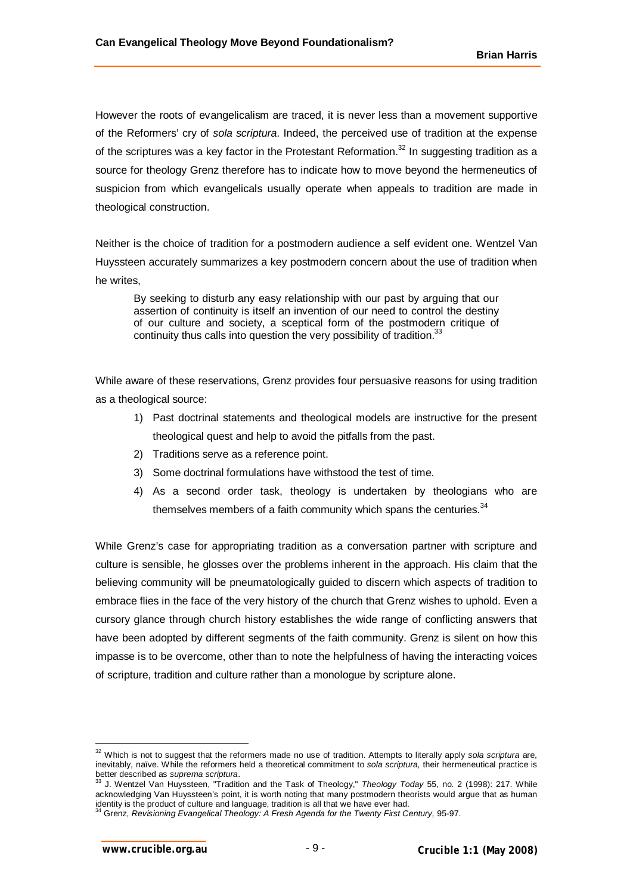However the roots of evangelicalism are traced, it is never less than a movement supportive of the Reformers' cry of *sola scriptura*. Indeed, the perceived use of tradition at the expense of the scriptures was a key factor in the Protestant Reformation.[32] In suggesting tradition as a source for theology Grenz therefore has to indicate how to move beyond the hermeneutics of suspicion from which evangelicals usually operate when appeals to tradition are made in theological construction.

Neither is the choice of tradition for a postmodern audience a self evident one. Wentzel Van Huyssteen accurately summarizes a key postmodern concern about the use of tradition when he writes,

> By seeking to disturb any easy relationship with our past by arguing that our assertion of continuity is itself an invention of our need to control the destiny of our culture and society, a sceptical form of the postmodern critique of continuity thus calls into question the very possibility of tradition.[33]

While aware of these reservations, Grenz provides four persuasive reasons for using tradition as a theological source:

1) Past doctrinal statements and theological models are instructive for the present theological quest and help to avoid the pitfalls from the past.
2) Traditions serve as a reference point.
3) Some doctrinal formulations have withstood the test of time.
4) As a second order task, theology is undertaken by theologians who are themselves members of a faith community which spans the centuries.[34]

While Grenz's case for appropriating tradition as a conversation partner with scripture and culture is sensible, he glosses over the problems inherent in the approach. His claim that the believing community will be pneumatologically guided to discern which aspects of tradition to embrace flies in the face of the very history of the church that Grenz wishes to uphold. Even a cursory glance through church history establishes the wide range of conflicting answers that have been adopted by different segments of the faith community. Grenz is silent on how this impasse is to be overcome, other than to note the helpfulness of having the interacting voices of scripture, tradition and culture rather than a monologue by scripture alone.

---

[32] Which is not to suggest that the reformers made no use of tradition. Attempts to literally apply *sola scriptura* are, inevitably, naïve. While the reformers held a theoretical commitment to *sola scriptura*, their hermeneutical practice is better described as *suprema scriptura*.

[33] J. Wentzel Van Huyssteen, "Tradition and the Task of Theology," *Theology Today* 55, no. 2 (1998): 217. While acknowledging Van Huyssteen's point, it is worth noting that many postmodern theorists would argue that as human identity is the product of culture and language, tradition is all that we have ever had.

[34] Grenz, *Revisioning Evangelical Theology: A Fresh Agenda for the Twenty First Century,* 95-97.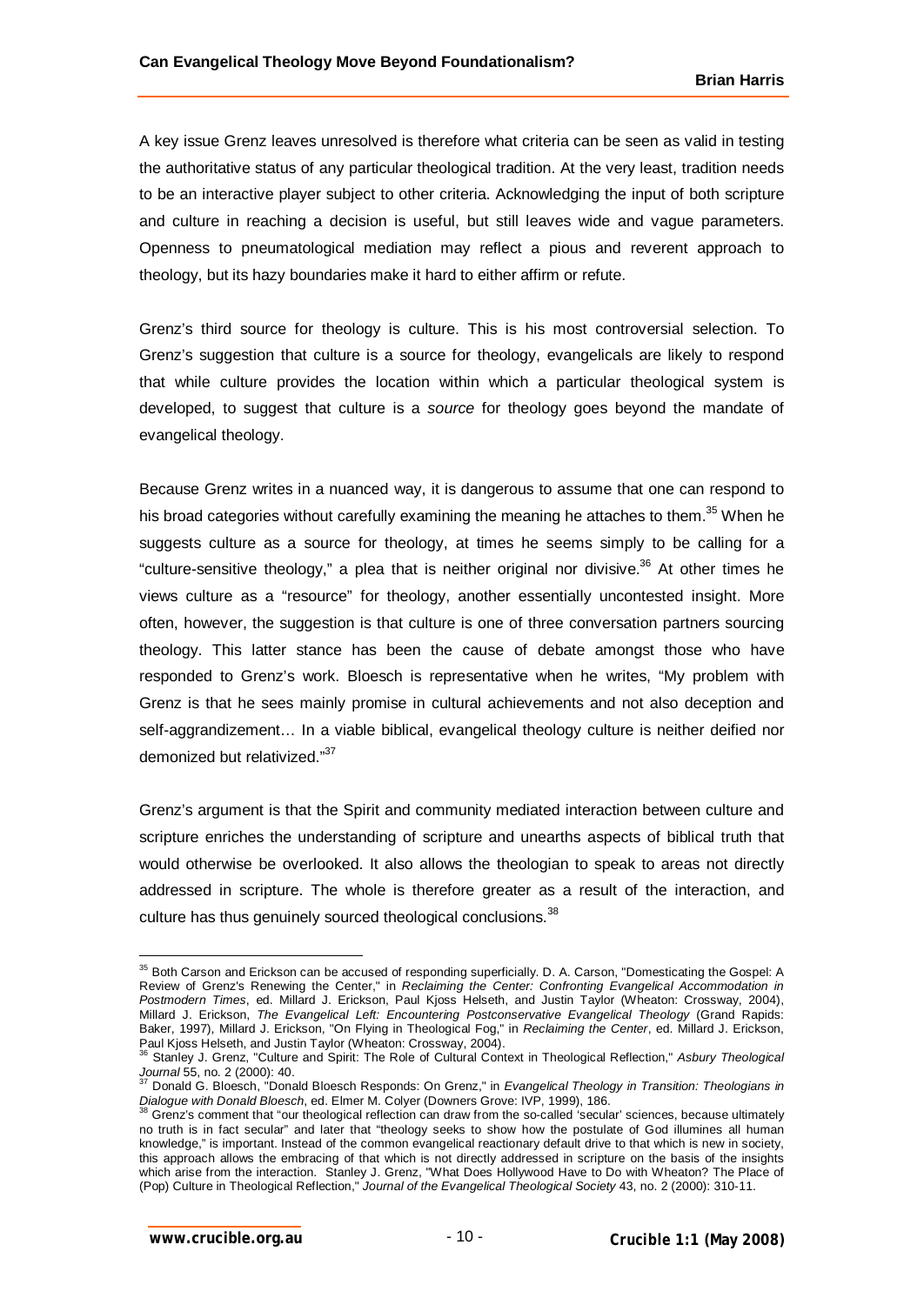A key issue Grenz leaves unresolved is therefore what criteria can be seen as valid in testing the authoritative status of any particular theological tradition. At the very least, tradition needs to be an interactive player subject to other criteria. Acknowledging the input of both scripture and culture in reaching a decision is useful, but still leaves wide and vague parameters. Openness to pneumatological mediation may reflect a pious and reverent approach to theology, but its hazy boundaries make it hard to either affirm or refute.

Grenz's third source for theology is culture. This is his most controversial selection. To Grenz's suggestion that culture is a source for theology, evangelicals are likely to respond that while culture provides the location within which a particular theological system is developed, to suggest that culture is a *source* for theology goes beyond the mandate of evangelical theology.

Because Grenz writes in a nuanced way, it is dangerous to assume that one can respond to his broad categories without carefully examining the meaning he attaches to them.[35] When he suggests culture as a source for theology, at times he seems simply to be calling for a "culture-sensitive theology," a plea that is neither original nor divisive.[36] At other times he views culture as a "resource" for theology, another essentially uncontested insight. More often, however, the suggestion is that culture is one of three conversation partners sourcing theology. This latter stance has been the cause of debate amongst those who have responded to Grenz's work. Bloesch is representative when he writes, "My problem with Grenz is that he sees mainly promise in cultural achievements and not also deception and self-aggrandizement… In a viable biblical, evangelical theology culture is neither deified nor demonized but relativized."[37]

Grenz's argument is that the Spirit and community mediated interaction between culture and scripture enriches the understanding of scripture and unearths aspects of biblical truth that would otherwise be overlooked. It also allows the theologian to speak to areas not directly addressed in scripture. The whole is therefore greater as a result of the interaction, and culture has thus genuinely sourced theological conclusions.[38]

---

[35] Both Carson and Erickson can be accused of responding superficially. D. A. Carson, "Domesticating the Gospel: A Review of Grenz's Renewing the Center," in *Reclaiming the Center: Confronting Evangelical Accommodation in Postmodern Times*, ed. Millard J. Erickson, Paul Kjoss Helseth, and Justin Taylor (Wheaton: Crossway, 2004), Millard J. Erickson, *The Evangelical Left: Encountering Postconservative Evangelical Theology* (Grand Rapids: Baker, 1997), Millard J. Erickson, "On Flying in Theological Fog," in *Reclaiming the Center*, ed. Millard J. Erickson, Paul Kjoss Helseth, and Justin Taylor (Wheaton: Crossway, 2004).

[36] Stanley J. Grenz, "Culture and Spirit: The Role of Cultural Context in Theological Reflection," *Asbury Theological Journal* 55, no. 2 (2000): 40.

[37] Donald G. Bloesch, "Donald Bloesch Responds: On Grenz," in *Evangelical Theology in Transition: Theologians in Dialogue with Donald Bloesch*, ed. Elmer M. Colyer (Downers Grove: IVP, 1999), 186.

[38] Grenz's comment that "our theological reflection can draw from the so-called 'secular' sciences, because ultimately no truth is in fact secular" and later that "theology seeks to show how the postulate of God illumines all human knowledge," is important. Instead of the common evangelical reactionary default drive to that which is new in society, this approach allows the embracing of that which is not directly addressed in scripture on the basis of the insights which arise from the interaction. Stanley J. Grenz, "What Does Hollywood Have to Do with Wheaton? The Place of (Pop) Culture in Theological Reflection," *Journal of the Evangelical Theological Society* 43, no. 2 (2000): 310-11.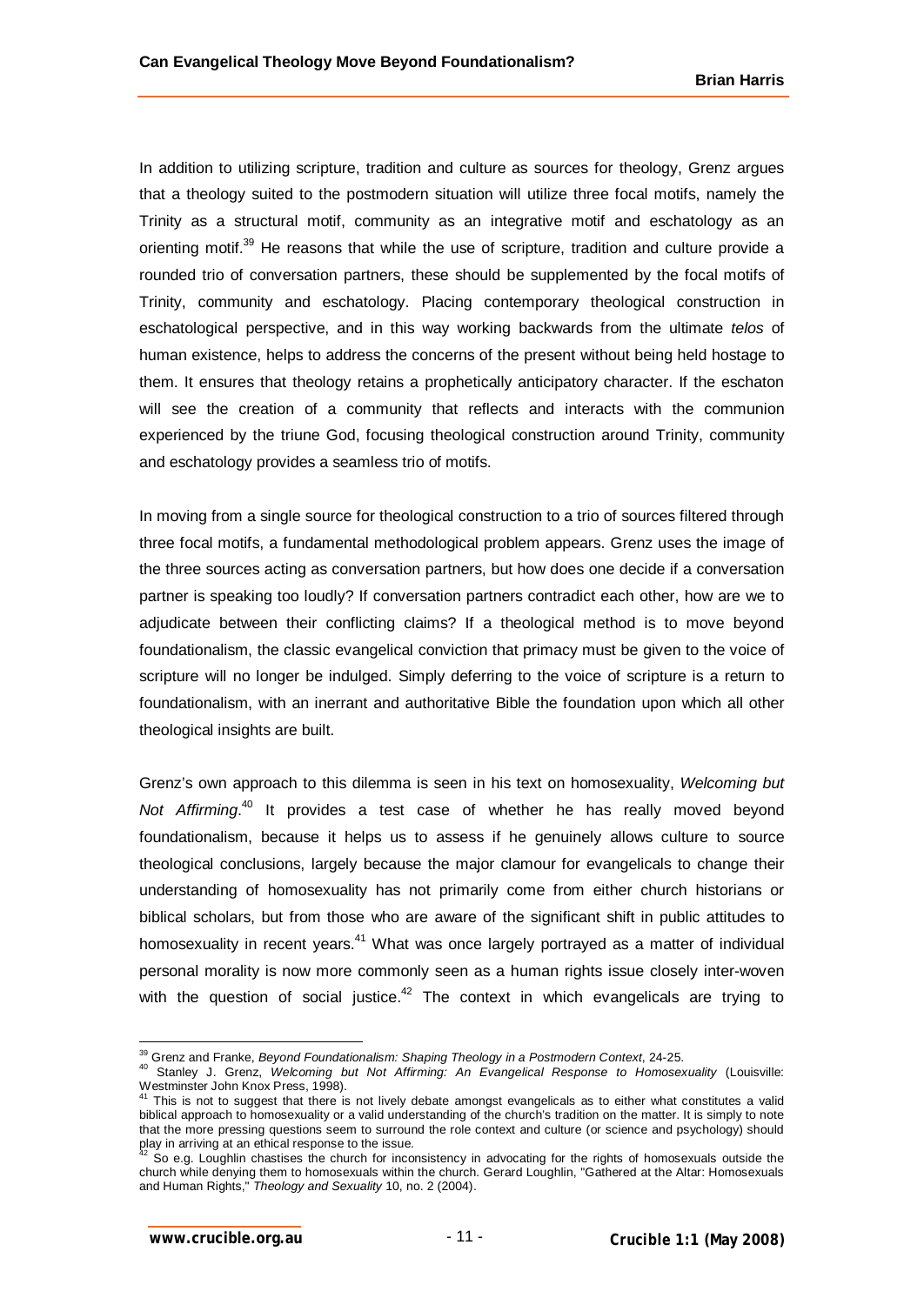In addition to utilizing scripture, tradition and culture as sources for theology, Grenz argues that a theology suited to the postmodern situation will utilize three focal motifs, namely the Trinity as a structural motif, community as an integrative motif and eschatology as an orienting motif.[39] He reasons that while the use of scripture, tradition and culture provide a rounded trio of conversation partners, these should be supplemented by the focal motifs of Trinity, community and eschatology. Placing contemporary theological construction in eschatological perspective, and in this way working backwards from the ultimate *telos* of human existence, helps to address the concerns of the present without being held hostage to them. It ensures that theology retains a prophetically anticipatory character. If the eschaton will see the creation of a community that reflects and interacts with the communion experienced by the triune God, focusing theological construction around Trinity, community and eschatology provides a seamless trio of motifs.

In moving from a single source for theological construction to a trio of sources filtered through three focal motifs, a fundamental methodological problem appears. Grenz uses the image of the three sources acting as conversation partners, but how does one decide if a conversation partner is speaking too loudly? If conversation partners contradict each other, how are we to adjudicate between their conflicting claims? If a theological method is to move beyond foundationalism, the classic evangelical conviction that primacy must be given to the voice of scripture will no longer be indulged. Simply deferring to the voice of scripture is a return to foundationalism, with an inerrant and authoritative Bible the foundation upon which all other theological insights are built.

Grenz's own approach to this dilemma is seen in his text on homosexuality, *Welcoming but Not Affirming*.[40] It provides a test case of whether he has really moved beyond foundationalism, because it helps us to assess if he genuinely allows culture to source theological conclusions, largely because the major clamour for evangelicals to change their understanding of homosexuality has not primarily come from either church historians or biblical scholars, but from those who are aware of the significant shift in public attitudes to homosexuality in recent years.[41] What was once largely portrayed as a matter of individual personal morality is now more commonly seen as a human rights issue closely inter-woven with the question of social justice.[42] The context in which evangelicals are trying to

---

[39] Grenz and Franke, *Beyond Foundationalism: Shaping Theology in a Postmodern Context*, 24-25.

[40] Stanley J. Grenz, *Welcoming but Not Affirming: An Evangelical Response to Homosexuality* (Louisville: Westminster John Knox Press, 1998).

[41] This is not to suggest that there is not lively debate amongst evangelicals as to either what constitutes a valid biblical approach to homosexuality or a valid understanding of the church's tradition on the matter. It is simply to note that the more pressing questions seem to surround the role context and culture (or science and psychology) should play in arriving at an ethical response to the issue.

[42] So e.g. Loughlin chastises the church for inconsistency in advocating for the rights of homosexuals outside the church while denying them to homosexuals within the church. Gerard Loughlin, "Gathered at the Altar: Homosexuals and Human Rights," *Theology and Sexuality* 10, no. 2 (2004).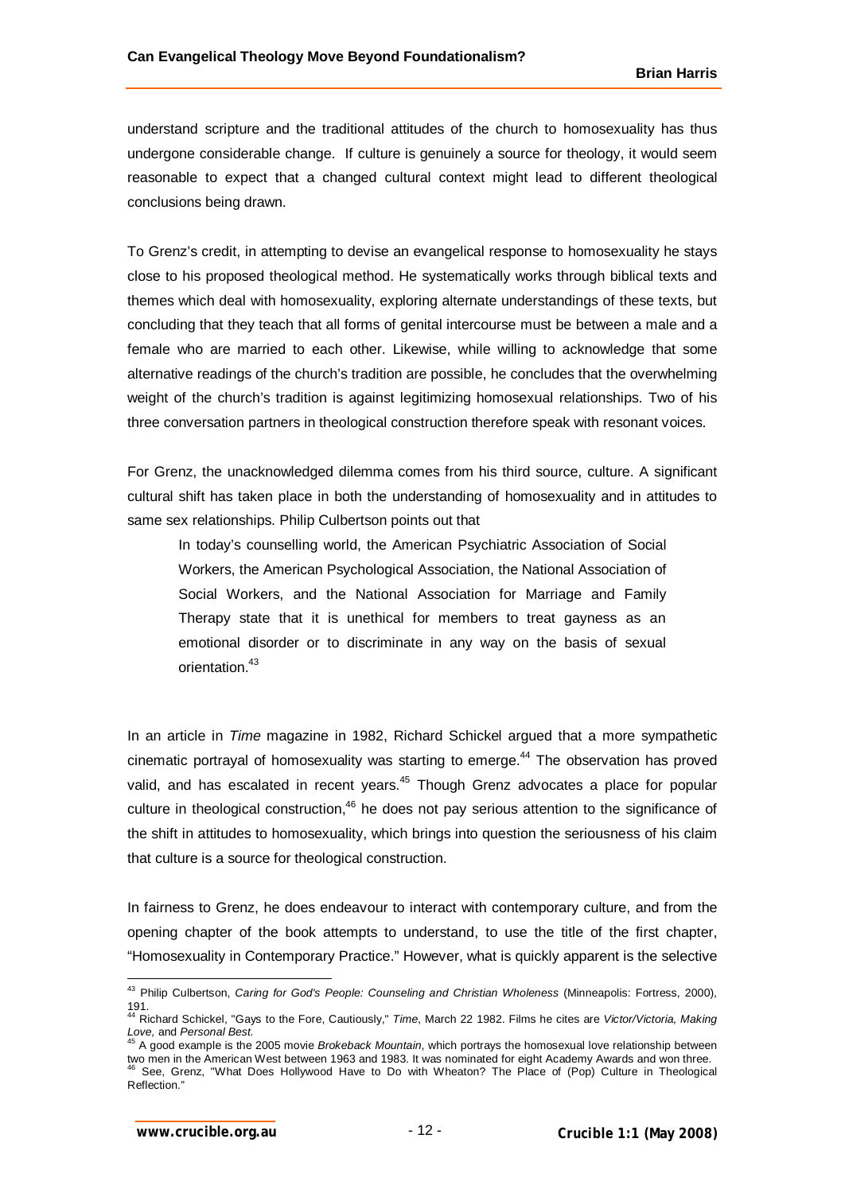understand scripture and the traditional attitudes of the church to homosexuality has thus undergone considerable change. If culture is genuinely a source for theology, it would seem reasonable to expect that a changed cultural context might lead to different theological conclusions being drawn.

To Grenz's credit, in attempting to devise an evangelical response to homosexuality he stays close to his proposed theological method. He systematically works through biblical texts and themes which deal with homosexuality, exploring alternate understandings of these texts, but concluding that they teach that all forms of genital intercourse must be between a male and a female who are married to each other. Likewise, while willing to acknowledge that some alternative readings of the church's tradition are possible, he concludes that the overwhelming weight of the church's tradition is against legitimizing homosexual relationships. Two of his three conversation partners in theological construction therefore speak with resonant voices.

For Grenz, the unacknowledged dilemma comes from his third source, culture. A significant cultural shift has taken place in both the understanding of homosexuality and in attitudes to same sex relationships. Philip Culbertson points out that

> In today's counselling world, the American Psychiatric Association of Social Workers, the American Psychological Association, the National Association of Social Workers, and the National Association for Marriage and Family Therapy state that it is unethical for members to treat gayness as an emotional disorder or to discriminate in any way on the basis of sexual orientation.[43]

In an article in *Time* magazine in 1982, Richard Schickel argued that a more sympathetic cinematic portrayal of homosexuality was starting to emerge.[44] The observation has proved valid, and has escalated in recent years.[45] Though Grenz advocates a place for popular culture in theological construction,[46] he does not pay serious attention to the significance of the shift in attitudes to homosexuality, which brings into question the seriousness of his claim that culture is a source for theological construction.

In fairness to Grenz, he does endeavour to interact with contemporary culture, and from the opening chapter of the book attempts to understand, to use the title of the first chapter, "Homosexuality in Contemporary Practice." However, what is quickly apparent is the selective

---

[43] Philip Culbertson, *Caring for God's People: Counseling and Christian Wholeness* (Minneapolis: Fortress, 2000), 191.

[44] Richard Schickel, "Gays to the Fore, Cautiously," *Time*, March 22 1982. Films he cites are *Victor/Victoria, Making Love,* and *Personal Best.*

[45] A good example is the 2005 movie *Brokeback Mountain*, which portrays the homosexual love relationship between two men in the American West between 1963 and 1983. It was nominated for eight Academy Awards and won three.

[46] See, Grenz, "What Does Hollywood Have to Do with Wheaton? The Place of (Pop) Culture in Theological Reflection."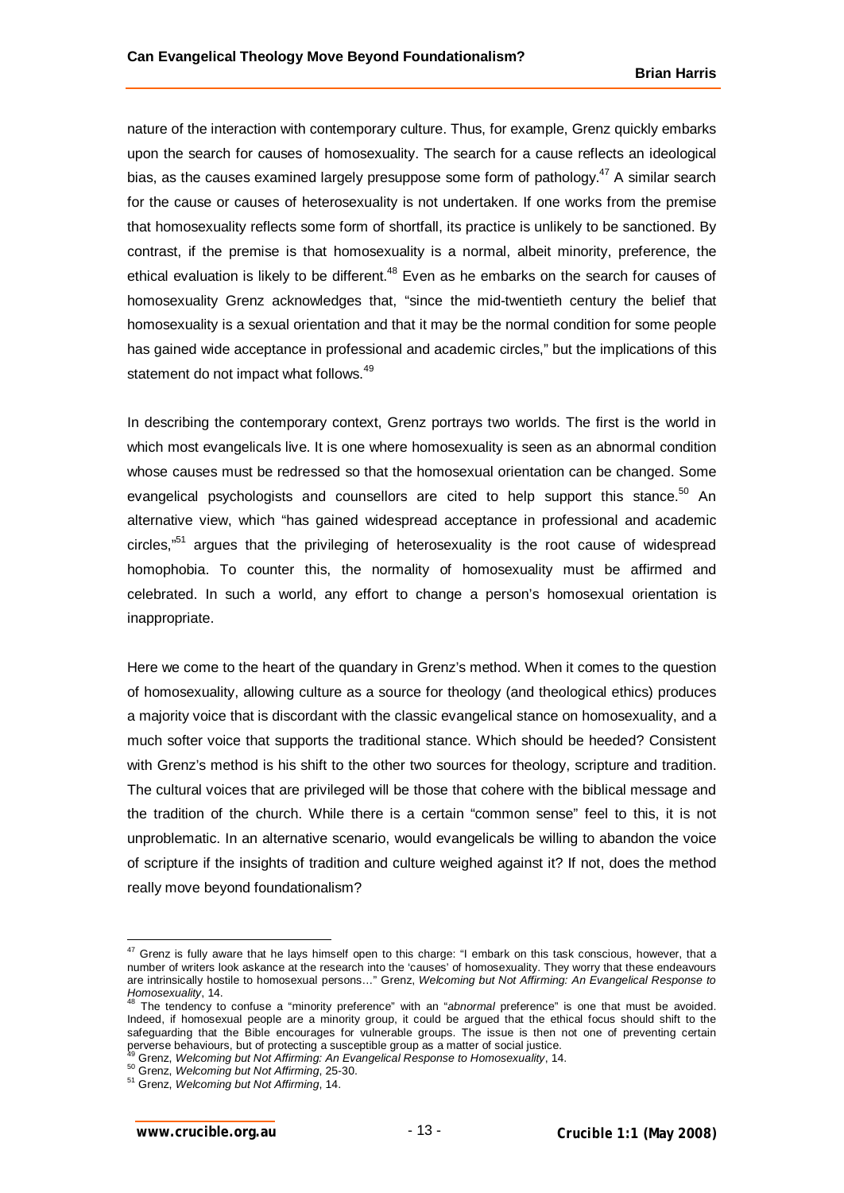nature of the interaction with contemporary culture. Thus, for example, Grenz quickly embarks upon the search for causes of homosexuality. The search for a cause reflects an ideological bias, as the causes examined largely presuppose some form of pathology.[47] A similar search for the cause or causes of heterosexuality is not undertaken. If one works from the premise that homosexuality reflects some form of shortfall, its practice is unlikely to be sanctioned. By contrast, if the premise is that homosexuality is a normal, albeit minority, preference, the ethical evaluation is likely to be different.[48] Even as he embarks on the search for causes of homosexuality Grenz acknowledges that, "since the mid-twentieth century the belief that homosexuality is a sexual orientation and that it may be the normal condition for some people has gained wide acceptance in professional and academic circles," but the implications of this statement do not impact what follows.[49]

In describing the contemporary context, Grenz portrays two worlds. The first is the world in which most evangelicals live. It is one where homosexuality is seen as an abnormal condition whose causes must be redressed so that the homosexual orientation can be changed. Some evangelical psychologists and counsellors are cited to help support this stance.[50] An alternative view, which "has gained widespread acceptance in professional and academic circles,"[51] argues that the privileging of heterosexuality is the root cause of widespread homophobia. To counter this, the normality of homosexuality must be affirmed and celebrated. In such a world, any effort to change a person's homosexual orientation is inappropriate.

Here we come to the heart of the quandary in Grenz's method. When it comes to the question of homosexuality, allowing culture as a source for theology (and theological ethics) produces a majority voice that is discordant with the classic evangelical stance on homosexuality, and a much softer voice that supports the traditional stance. Which should be heeded? Consistent with Grenz's method is his shift to the other two sources for theology, scripture and tradition. The cultural voices that are privileged will be those that cohere with the biblical message and the tradition of the church. While there is a certain "common sense" feel to this, it is not unproblematic. In an alternative scenario, would evangelicals be willing to abandon the voice of scripture if the insights of tradition and culture weighed against it? If not, does the method really move beyond foundationalism?

---

[47] Grenz is fully aware that he lays himself open to this charge: "I embark on this task conscious, however, that a number of writers look askance at the research into the 'causes' of homosexuality. They worry that these endeavours are intrinsically hostile to homosexual persons…" Grenz, *Welcoming but Not Affirming: An Evangelical Response to Homosexuality*, 14.

[48] The tendency to confuse a "minority preference" with an "*abnormal* preference" is one that must be avoided. Indeed, if homosexual people are a minority group, it could be argued that the ethical focus should shift to the safeguarding that the Bible encourages for vulnerable groups. The issue is then not one of preventing certain perverse behaviours, but of protecting a susceptible group as a matter of social justice.

[49] Grenz, *Welcoming but Not Affirming: An Evangelical Response to Homosexuality*, 14.

[50] Grenz, *Welcoming but Not Affirming*, 25-30.

[51] Grenz, *Welcoming but Not Affirming*, 14.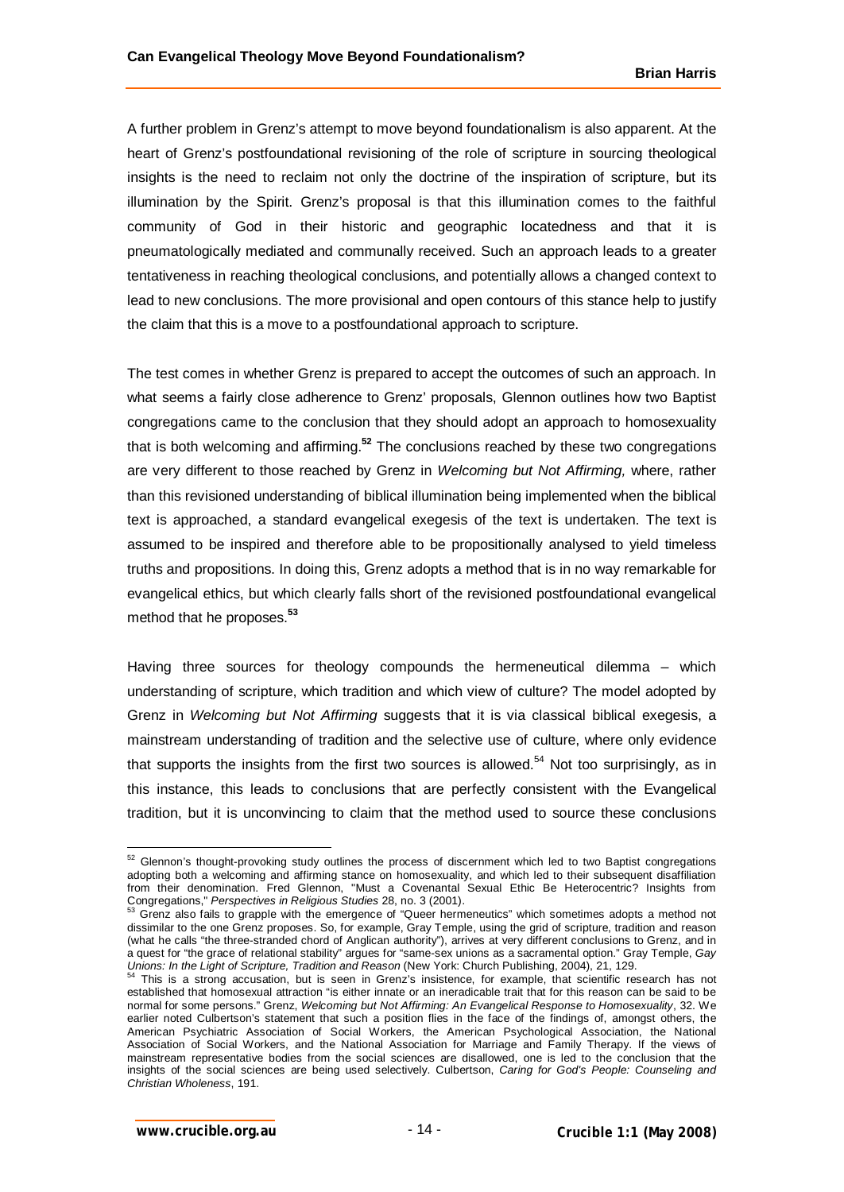A further problem in Grenz's attempt to move beyond foundationalism is also apparent. At the heart of Grenz's postfoundational revisioning of the role of scripture in sourcing theological insights is the need to reclaim not only the doctrine of the inspiration of scripture, but its illumination by the Spirit. Grenz's proposal is that this illumination comes to the faithful community of God in their historic and geographic locatedness and that it is pneumatologically mediated and communally received. Such an approach leads to a greater tentativeness in reaching theological conclusions, and potentially allows a changed context to lead to new conclusions. The more provisional and open contours of this stance help to justify the claim that this is a move to a postfoundational approach to scripture.

The test comes in whether Grenz is prepared to accept the outcomes of such an approach. In what seems a fairly close adherence to Grenz' proposals, Glennon outlines how two Baptist congregations came to the conclusion that they should adopt an approach to homosexuality that is both welcoming and affirming.[52] The conclusions reached by these two congregations are very different to those reached by Grenz in *Welcoming but Not Affirming,* where, rather than this revisioned understanding of biblical illumination being implemented when the biblical text is approached, a standard evangelical exegesis of the text is undertaken. The text is assumed to be inspired and therefore able to be propositionally analysed to yield timeless truths and propositions. In doing this, Grenz adopts a method that is in no way remarkable for evangelical ethics, but which clearly falls short of the revisioned postfoundational evangelical method that he proposes.[53]

Having three sources for theology compounds the hermeneutical dilemma – which understanding of scripture, which tradition and which view of culture? The model adopted by Grenz in *Welcoming but Not Affirming* suggests that it is via classical biblical exegesis, a mainstream understanding of tradition and the selective use of culture, where only evidence that supports the insights from the first two sources is allowed.[54] Not too surprisingly, as in this instance, this leads to conclusions that are perfectly consistent with the Evangelical tradition, but it is unconvincing to claim that the method used to source these conclusions

---

[52] Glennon's thought-provoking study outlines the process of discernment which led to two Baptist congregations adopting both a welcoming and affirming stance on homosexuality, and which led to their subsequent disaffiliation from their denomination. Fred Glennon, "Must a Covenantal Sexual Ethic Be Heterocentric? Insights from Congregations," *Perspectives in Religious Studies* 28, no. 3 (2001).

[53] Grenz also fails to grapple with the emergence of "Queer hermeneutics" which sometimes adopts a method not dissimilar to the one Grenz proposes. So, for example, Gray Temple, using the grid of scripture, tradition and reason (what he calls "the three-stranded chord of Anglican authority"), arrives at very different conclusions to Grenz, and in a quest for "the grace of relational stability" argues for "same-sex unions as a sacramental option." Gray Temple, *Gay Unions: In the Light of Scripture, Tradition and Reason* (New York: Church Publishing, 2004), 21, 129.

[54] This is a strong accusation, but is seen in Grenz's insistence, for example, that scientific research has not established that homosexual attraction "is either innate or an ineradicable trait that for this reason can be said to be normal for some persons." Grenz, *Welcoming but Not Affirming: An Evangelical Response to Homosexuality*, 32. We earlier noted Culbertson's statement that such a position flies in the face of the findings of, amongst others, the American Psychiatric Association of Social Workers, the American Psychological Association, the National Association of Social Workers, and the National Association for Marriage and Family Therapy. If the views of mainstream representative bodies from the social sciences are disallowed, one is led to the conclusion that the insights of the social sciences are being used selectively. Culbertson, *Caring for God's People: Counseling and Christian Wholeness*, 191.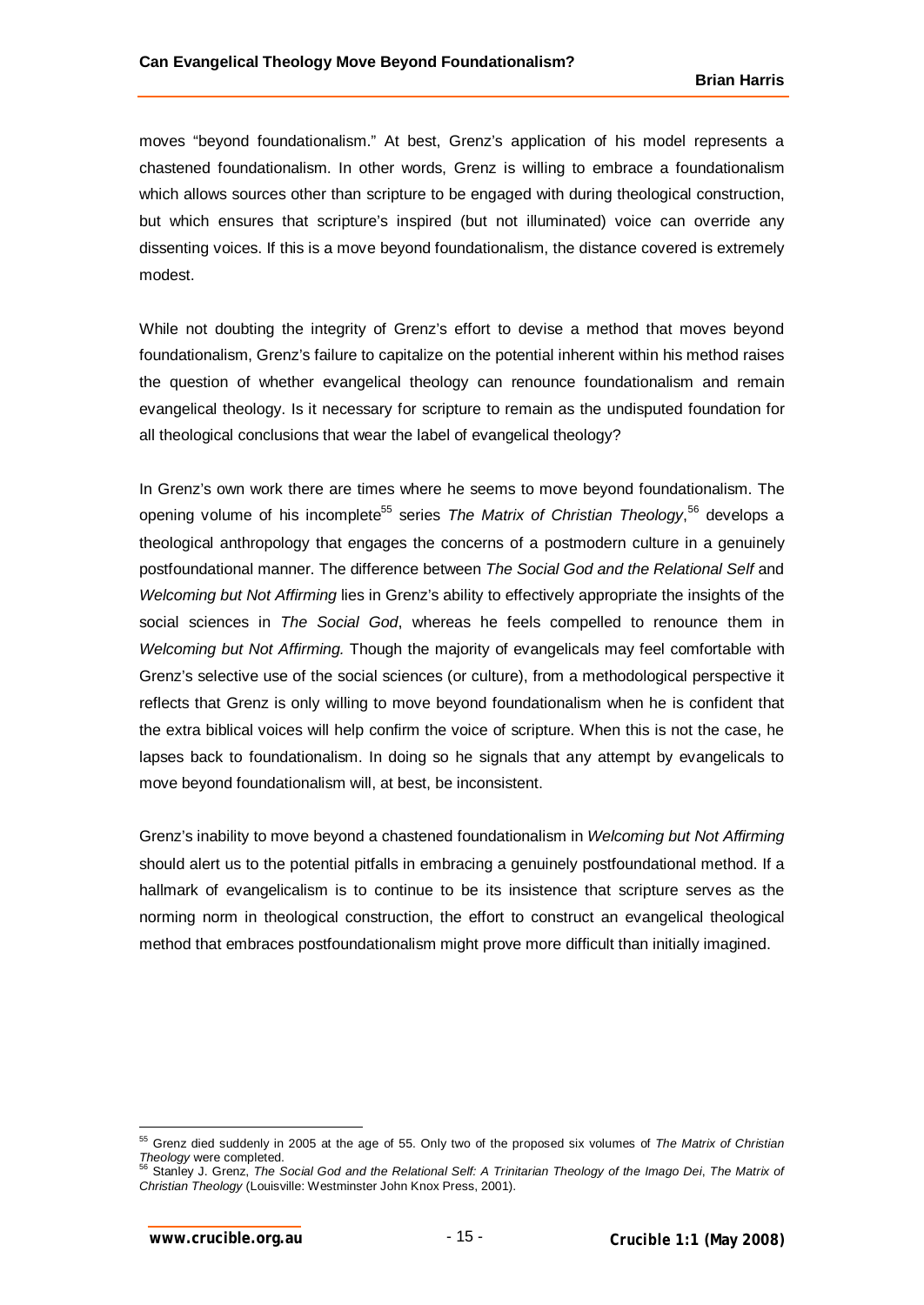moves "beyond foundationalism." At best, Grenz's application of his model represents a chastened foundationalism. In other words, Grenz is willing to embrace a foundationalism which allows sources other than scripture to be engaged with during theological construction, but which ensures that scripture's inspired (but not illuminated) voice can override any dissenting voices. If this is a move beyond foundationalism, the distance covered is extremely modest.

While not doubting the integrity of Grenz's effort to devise a method that moves beyond foundationalism, Grenz's failure to capitalize on the potential inherent within his method raises the question of whether evangelical theology can renounce foundationalism and remain evangelical theology. Is it necessary for scripture to remain as the undisputed foundation for all theological conclusions that wear the label of evangelical theology?

In Grenz's own work there are times where he seems to move beyond foundationalism. The opening volume of his incomplete[55] series *The Matrix of Christian Theology*,[56] develops a theological anthropology that engages the concerns of a postmodern culture in a genuinely postfoundational manner. The difference between *The Social God and the Relational Self* and *Welcoming but Not Affirming* lies in Grenz's ability to effectively appropriate the insights of the social sciences in *The Social God*, whereas he feels compelled to renounce them in *Welcoming but Not Affirming.* Though the majority of evangelicals may feel comfortable with Grenz's selective use of the social sciences (or culture), from a methodological perspective it reflects that Grenz is only willing to move beyond foundationalism when he is confident that the extra biblical voices will help confirm the voice of scripture. When this is not the case, he lapses back to foundationalism. In doing so he signals that any attempt by evangelicals to move beyond foundationalism will, at best, be inconsistent.

Grenz's inability to move beyond a chastened foundationalism in *Welcoming but Not Affirming* should alert us to the potential pitfalls in embracing a genuinely postfoundational method. If a hallmark of evangelicalism is to continue to be its insistence that scripture serves as the norming norm in theological construction, the effort to construct an evangelical theological method that embraces postfoundationalism might prove more difficult than initially imagined.

---

[55] Grenz died suddenly in 2005 at the age of 55. Only two of the proposed six volumes of *The Matrix of Christian Theology* were completed.

[56] Stanley J. Grenz, *The Social God and the Relational Self: A Trinitarian Theology of the Imago Dei*, *The Matrix of Christian Theology* (Louisville: Westminster John Knox Press, 2001).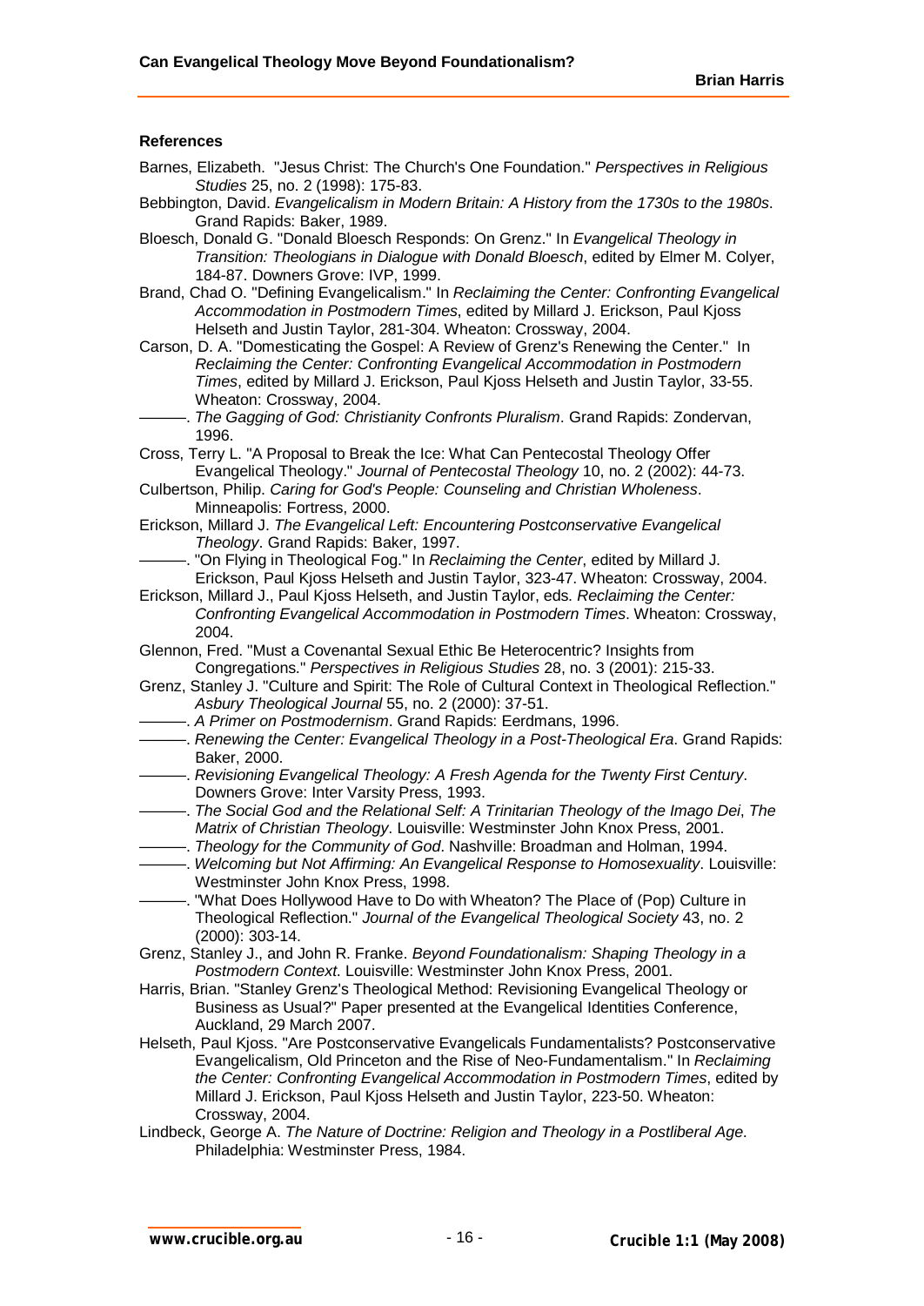**References**

Barnes, Elizabeth. "Jesus Christ: The Church's One Foundation." *Perspectives in Religious Studies* 25, no. 2 (1998): 175-83.

Bebbington, David. *Evangelicalism in Modern Britain: A History from the 1730s to the 1980s*. Grand Rapids: Baker, 1989.

Bloesch, Donald G. "Donald Bloesch Responds: On Grenz." In *Evangelical Theology in Transition: Theologians in Dialogue with Donald Bloesch*, edited by Elmer M. Colyer, 184-87. Downers Grove: IVP, 1999.

Brand, Chad O. "Defining Evangelicalism." In *Reclaiming the Center: Confronting Evangelical Accommodation in Postmodern Times*, edited by Millard J. Erickson, Paul Kjoss Helseth and Justin Taylor, 281-304. Wheaton: Crossway, 2004.

Carson, D. A. "Domesticating the Gospel: A Review of Grenz's Renewing the Center." In *Reclaiming the Center: Confronting Evangelical Accommodation in Postmodern Times*, edited by Millard J. Erickson, Paul Kjoss Helseth and Justin Taylor, 33-55. Wheaton: Crossway, 2004.

———. *The Gagging of God: Christianity Confronts Pluralism*. Grand Rapids: Zondervan, 1996.

Cross, Terry L. "A Proposal to Break the Ice: What Can Pentecostal Theology Offer Evangelical Theology." *Journal of Pentecostal Theology* 10, no. 2 (2002): 44-73.

Culbertson, Philip. *Caring for God's People: Counseling and Christian Wholeness*. Minneapolis: Fortress, 2000.

Erickson, Millard J. *The Evangelical Left: Encountering Postconservative Evangelical Theology*. Grand Rapids: Baker, 1997.

———. "On Flying in Theological Fog." In *Reclaiming the Center*, edited by Millard J. Erickson, Paul Kjoss Helseth and Justin Taylor, 323-47. Wheaton: Crossway, 2004.

Erickson, Millard J., Paul Kjoss Helseth, and Justin Taylor, eds. *Reclaiming the Center: Confronting Evangelical Accommodation in Postmodern Times*. Wheaton: Crossway, 2004.

Glennon, Fred. "Must a Covenantal Sexual Ethic Be Heterocentric? Insights from Congregations." *Perspectives in Religious Studies* 28, no. 3 (2001): 215-33.

Grenz, Stanley J. "Culture and Spirit: The Role of Cultural Context in Theological Reflection." *Asbury Theological Journal* 55, no. 2 (2000): 37-51.

———. *A Primer on Postmodernism*. Grand Rapids: Eerdmans, 1996.

———. *Renewing the Center: Evangelical Theology in a Post-Theological Era*. Grand Rapids: Baker, 2000.

———. *Revisioning Evangelical Theology: A Fresh Agenda for the Twenty First Century*. Downers Grove: Inter Varsity Press, 1993.

———. *The Social God and the Relational Self: A Trinitarian Theology of the Imago Dei*, *The Matrix of Christian Theology*. Louisville: Westminster John Knox Press, 2001.

———. *Theology for the Community of God*. Nashville: Broadman and Holman, 1994.

———. *Welcoming but Not Affirming: An Evangelical Response to Homosexuality*. Louisville: Westminster John Knox Press, 1998.

———. "What Does Hollywood Have to Do with Wheaton? The Place of (Pop) Culture in Theological Reflection." *Journal of the Evangelical Theological Society* 43, no. 2 (2000): 303-14.

Grenz, Stanley J., and John R. Franke. *Beyond Foundationalism: Shaping Theology in a Postmodern Context*. Louisville: Westminster John Knox Press, 2001.

Harris, Brian. "Stanley Grenz's Theological Method: Revisioning Evangelical Theology or Business as Usual?" Paper presented at the Evangelical Identities Conference, Auckland, 29 March 2007.

Helseth, Paul Kjoss. "Are Postconservative Evangelicals Fundamentalists? Postconservative Evangelicalism, Old Princeton and the Rise of Neo-Fundamentalism." In *Reclaiming the Center: Confronting Evangelical Accommodation in Postmodern Times*, edited by Millard J. Erickson, Paul Kjoss Helseth and Justin Taylor, 223-50. Wheaton: Crossway, 2004.

Lindbeck, George A. *The Nature of Doctrine: Religion and Theology in a Postliberal Age*. Philadelphia: Westminster Press, 1984.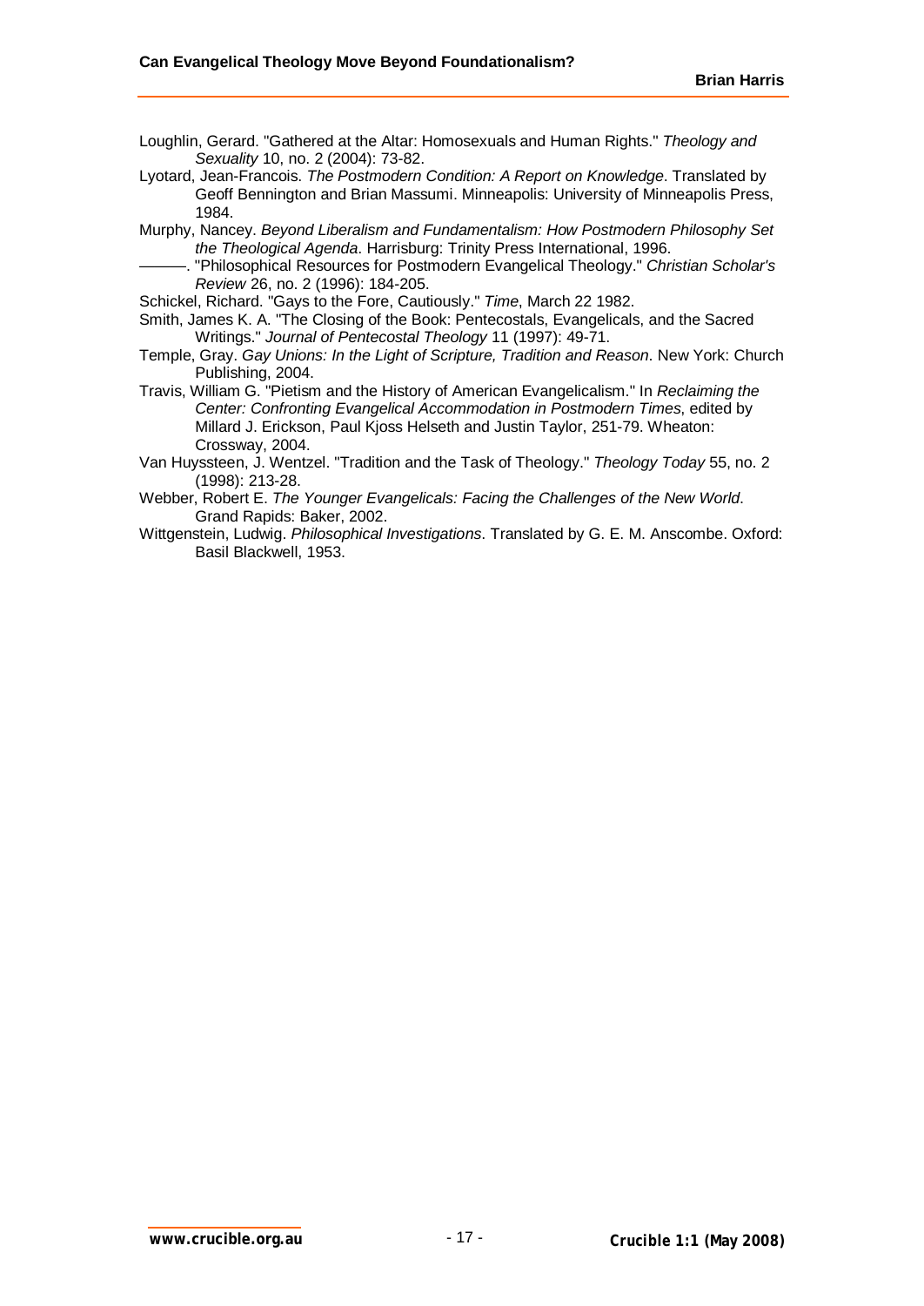Loughlin, Gerard. "Gathered at the Altar: Homosexuals and Human Rights." *Theology and Sexuality* 10, no. 2 (2004): 73-82.

Lyotard, Jean-Francois. *The Postmodern Condition: A Report on Knowledge*. Translated by Geoff Bennington and Brian Massumi. Minneapolis: University of Minneapolis Press, 1984.

Murphy, Nancey. *Beyond Liberalism and Fundamentalism: How Postmodern Philosophy Set the Theological Agenda*. Harrisburg: Trinity Press International, 1996.

———. "Philosophical Resources for Postmodern Evangelical Theology." *Christian Scholar's Review* 26, no. 2 (1996): 184-205.

Schickel, Richard. "Gays to the Fore, Cautiously." *Time*, March 22 1982.

Smith, James K. A. "The Closing of the Book: Pentecostals, Evangelicals, and the Sacred Writings." *Journal of Pentecostal Theology* 11 (1997): 49-71.

Temple, Gray. *Gay Unions: In the Light of Scripture, Tradition and Reason*. New York: Church Publishing, 2004.

Travis, William G. "Pietism and the History of American Evangelicalism." In *Reclaiming the Center: Confronting Evangelical Accommodation in Postmodern Times*, edited by Millard J. Erickson, Paul Kjoss Helseth and Justin Taylor, 251-79. Wheaton: Crossway, 2004.

Van Huyssteen, J. Wentzel. "Tradition and the Task of Theology." *Theology Today* 55, no. 2 (1998): 213-28.

Webber, Robert E. *The Younger Evangelicals: Facing the Challenges of the New World*. Grand Rapids: Baker, 2002.

Wittgenstein, Ludwig. *Philosophical Investigations*. Translated by G. E. M. Anscombe. Oxford: Basil Blackwell, 1953.